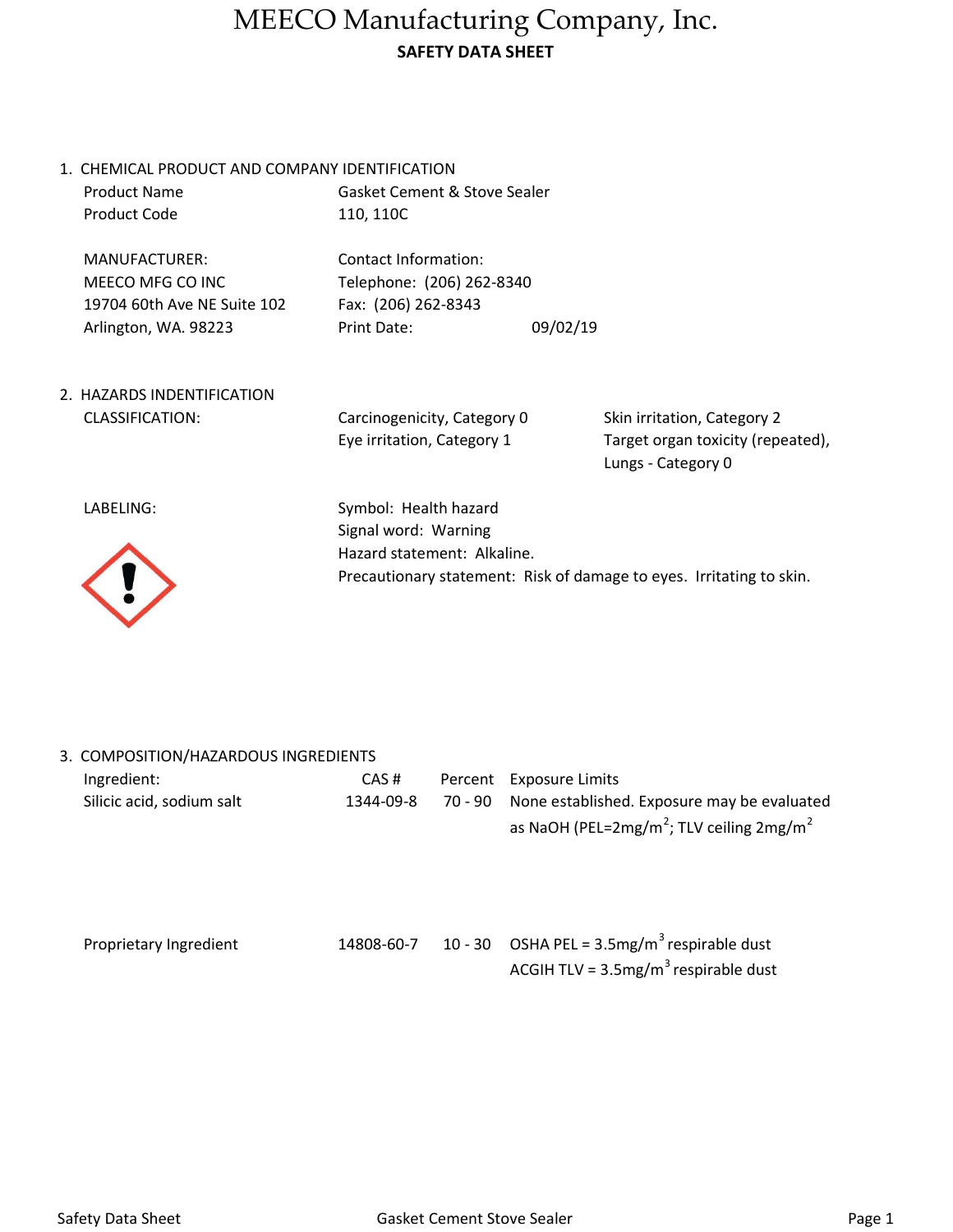# MEECO Manufacturing Company, Inc.

**SAFETY DATA SHEET**

## 1. CHEMICAL PRODUCT AND COMPANY IDENTIFICATION

| | |
|---|---|
| Product Name | Gasket Cement & Stove Sealer |
| Product Code | 110, 110C |

| MANUFACTURER: | Contact Information: |
|---|---|
| MEECO MFG CO INC | Telephone: (206) 262-8340 |
| 19704 60th Ave NE Suite 102 | Fax: (206) 262-8343 |
| Arlington, WA. 98223 | Print Date: 09/02/19 |

## 2. HAZARDS INDENTIFICATION

CLASSIFICATION:

- Carcinogenicity, Category 0
- Eye irritation, Category 1
- Skin irritation, Category 2
- Target organ toxicity (repeated), Lungs - Category 0

LABELING:

Symbol: Health hazard
Signal word: Warning
Hazard statement: Alkaline.
Precautionary statement: Risk of damage to eyes. Irritating to skin.

## 3. COMPOSITION/HAZARDOUS INGREDIENTS

| Ingredient: | CAS # | Percent | Exposure Limits |
|---|---|---|---|
| Silicic acid, sodium salt | 1344-09-8 | 70 - 90 | None established. Exposure may be evaluated as NaOH (PEL=2mg/$m^2$; TLV ceiling 2mg/$m^2$ |
| Proprietary Ingredient | 14808-60-7 | 10 - 30 | OSHA PEL = 3.5mg/$m^3$ respirable dust<br>ACGIH TLV = 3.5mg/$m^3$ respirable dust |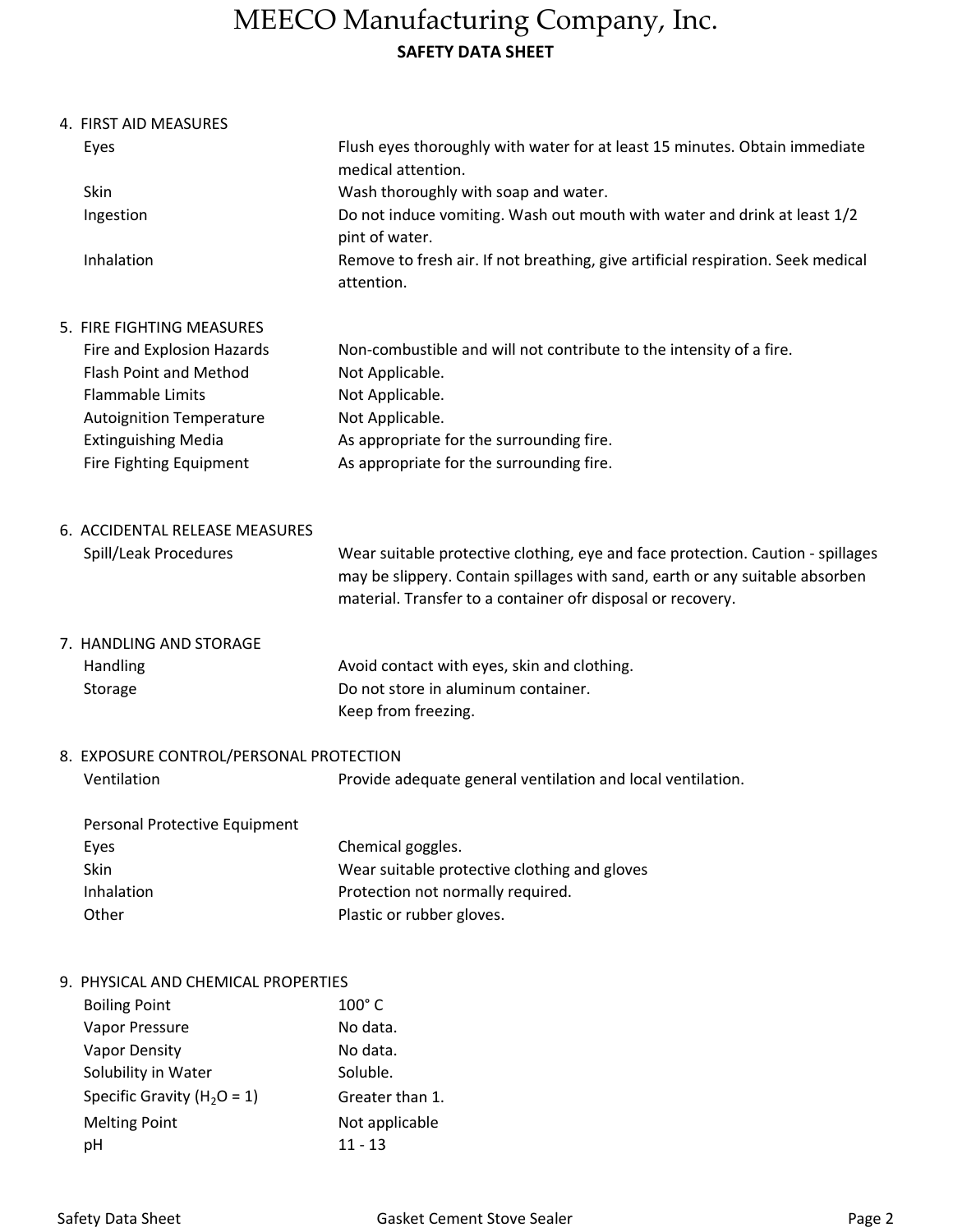4. FIRST AID MEASURES

| | |
|---|---|
| Eyes | Flush eyes thoroughly with water for at least 15 minutes. Obtain immediate medical attention. |
| Skin | Wash thoroughly with soap and water. |
| Ingestion | Do not induce vomiting. Wash out mouth with water and drink at least 1/2 pint of water. |
| Inhalation | Remove to fresh air. If not breathing, give artificial respiration. Seek medical attention. |

5. FIRE FIGHTING MEASURES

| | |
|---|---|
| Fire and Explosion Hazards | Non-combustible and will not contribute to the intensity of a fire. |
| Flash Point and Method | Not Applicable. |
| Flammable Limits | Not Applicable. |
| Autoignition Temperature | Not Applicable. |
| Extinguishing Media | As appropriate for the surrounding fire. |
| Fire Fighting Equipment | As appropriate for the surrounding fire. |

6. ACCIDENTAL RELEASE MEASURES

| | |
|---|---|
| Spill/Leak Procedures | Wear suitable protective clothing, eye and face protection. Caution - spillages may be slippery. Contain spillages with sand, earth or any suitable absorben material. Transfer to a container ofr disposal or recovery. |

7. HANDLING AND STORAGE

| | |
|---|---|
| Handling | Avoid contact with eyes, skin and clothing. |
| Storage | Do not store in aluminum container.<br>Keep from freezing. |

8. EXPOSURE CONTROL/PERSONAL PROTECTION

| | |
|---|---|
| Ventilation | Provide adequate general ventilation and local ventilation. |

Personal Protective Equipment

| | |
|---|---|
| Eyes | Chemical goggles. |
| Skin | Wear suitable protective clothing and gloves |
| Inhalation | Protection not normally required. |
| Other | Plastic or rubber gloves. |

9. PHYSICAL AND CHEMICAL PROPERTIES

| | |
|---|---|
| Boiling Point | 100° C |
| Vapor Pressure | No data. |
| Vapor Density | No data. |
| Solubility in Water | Soluble. |
| Specific Gravity ($H_2O$ = 1) | Greater than 1. |
| Melting Point | Not applicable |
| pH | 11 - 13 |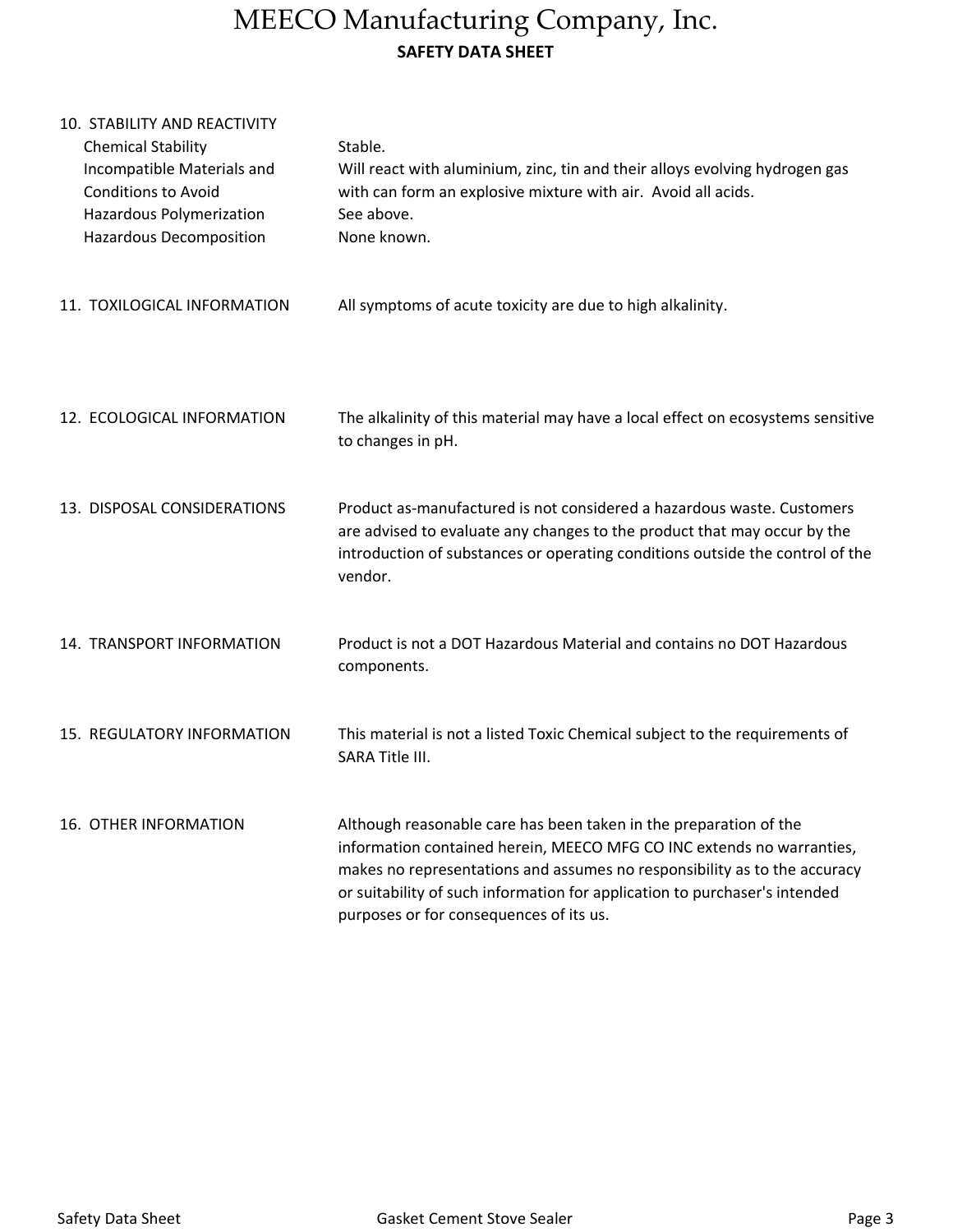## 10. STABILITY AND REACTIVITY

| | |
|---|---|
| Chemical Stability | Stable. |
| Incompatible Materials and Conditions to Avoid | Will react with aluminium, zinc, tin and their alloys evolving hydrogen gas with can form an explosive mixture with air. Avoid all acids. |
| Hazardous Polymerization | See above. |
| Hazardous Decomposition | None known. |

## 11. TOXILOGICAL INFORMATION

All symptoms of acute toxicity are due to high alkalinity.

## 12. ECOLOGICAL INFORMATION

The alkalinity of this material may have a local effect on ecosystems sensitive to changes in pH.

## 13. DISPOSAL CONSIDERATIONS

Product as-manufactured is not considered a hazardous waste. Customers are advised to evaluate any changes to the product that may occur by the introduction of substances or operating conditions outside the control of the vendor.

## 14. TRANSPORT INFORMATION

Product is not a DOT Hazardous Material and contains no DOT Hazardous components.

## 15. REGULATORY INFORMATION

This material is not a listed Toxic Chemical subject to the requirements of SARA Title III.

## 16. OTHER INFORMATION

Although reasonable care has been taken in the preparation of the information contained herein, MEECO MFG CO INC extends no warranties, makes no representations and assumes no responsibility as to the accuracy or suitability of such information for application to purchaser's intended purposes or for consequences of its us.